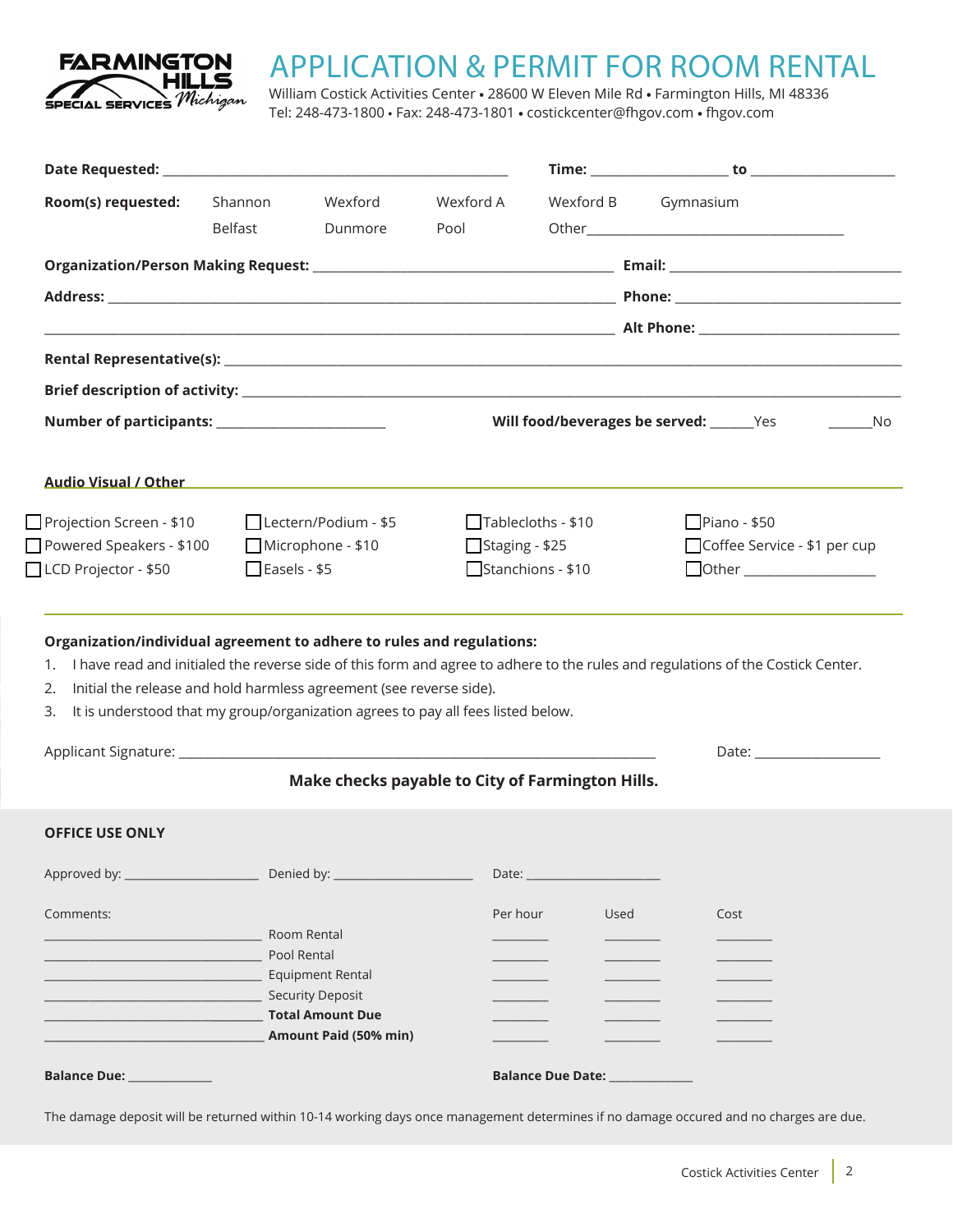FARMINGTON HILLS SPECIAL SERVICES Michigan

# APPLICATION & PERMIT FOR ROOM RENTAL

William Costick Activities Center • 28600 W Eleven Mile Rd • Farmington Hills, MI 48336
Tel: 248-473-1800 • Fax: 248-473-1801 • costickcenter@fhgov.com • fhgov.com

**Date Requested:** ______________________________ **Time:** ____________ **to** ____________

**Room(s) requested:** Shannon Wexford Wexford A Wexford B Gymnasium
Belfast Dunmore Pool Other______________________

**Organization/Person Making Request:** ______________________ **Email:** ______________________

**Address:** ______________________________________ **Phone:** ______________________

______________________________________ **Alt Phone:** ______________________

**Rental Representative(s):** ______________________________________

**Brief description of activity:** ______________________________________

**Number of participants:** ______________ **Will food/beverages be served:** ______Yes ______No

**Audio Visual / Other**

- ☐ Projection Screen - $10
- ☐ Powered Speakers - $100
- ☐ LCD Projector - $50
- ☐ Lectern/Podium - $5
- ☐ Microphone - $10
- ☐ Easels - $5
- ☐ Tablecloths - $10
- ☐ Staging - $25
- ☐ Stanchions - $10
- ☐ Piano - $50
- ☐ Coffee Service - $1 per cup
- ☐ Other ______________

**Organization/individual agreement to adhere to rules and regulations:**

1. I have read and initialed the reverse side of this form and agree to adhere to the rules and regulations of the Costick Center.
2. Initial the release and hold harmless agreement (see reverse side).
3. It is understood that my group/organization agrees to pay all fees listed below.

Applicant Signature: ______________________________________ Date: ______________

**Make checks payable to City of Farmington Hills.**

**OFFICE USE ONLY**

Approved by: ______________ Denied by: ______________ Date: ______________

Comments:

| | | Per hour | Used | Cost |
|---|---|---|---|---|
| ______________ | Room Rental | ______ | ______ | ______ |
| ______________ | Pool Rental | ______ | ______ | ______ |
| ______________ | Equipment Rental | ______ | ______ | ______ |
| ______________ | Security Deposit | ______ | ______ | ______ |
| ______________ | **Total Amount Due** | ______ | ______ | ______ |
| ______________ | **Amount Paid (50% min)** | ______ | ______ | ______ |

**Balance Due:** __________ **Balance Due Date:** __________

The damage deposit will be returned within 10-14 working days once management determines if no damage occured and no charges are due.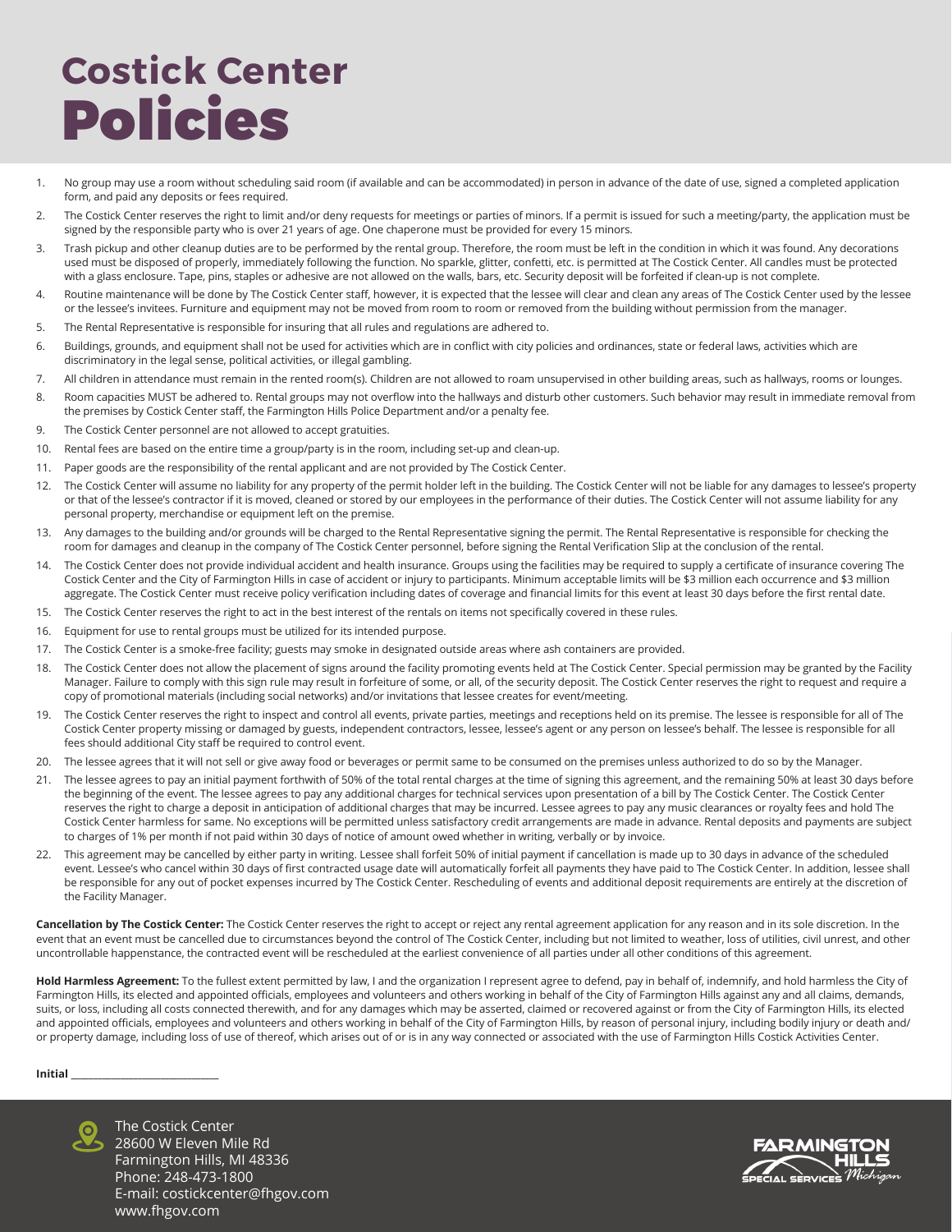# Costick Center Policies

1. No group may use a room without scheduling said room (if available and can be accommodated) in person in advance of the date of use, signed a completed application form, and paid any deposits or fees required.
2. The Costick Center reserves the right to limit and/or deny requests for meetings or parties of minors. If a permit is issued for such a meeting/party, the application must be signed by the responsible party who is over 21 years of age. One chaperone must be provided for every 15 minors.
3. Trash pickup and other cleanup duties are to be performed by the rental group. Therefore, the room must be left in the condition in which it was found. Any decorations used must be disposed of properly, immediately following the function. No sparkle, glitter, confetti, etc. is permitted at The Costick Center. All candles must be protected with a glass enclosure. Tape, pins, staples or adhesive are not allowed on the walls, bars, etc. Security deposit will be forfeited if clean-up is not complete.
4. Routine maintenance will be done by The Costick Center staff, however, it is expected that the lessee will clear and clean any areas of The Costick Center used by the lessee or the lessee's invitees. Furniture and equipment may not be moved from room to room or removed from the building without permission from the manager.
5. The Rental Representative is responsible for insuring that all rules and regulations are adhered to.
6. Buildings, grounds, and equipment shall not be used for activities which are in conflict with city policies and ordinances, state or federal laws, activities which are discriminatory in the legal sense, political activities, or illegal gambling.
7. All children in attendance must remain in the rented room(s). Children are not allowed to roam unsupervised in other building areas, such as hallways, rooms or lounges.
8. Room capacities MUST be adhered to. Rental groups may not overflow into the hallways and disturb other customers. Such behavior may result in immediate removal from the premises by Costick Center staff, the Farmington Hills Police Department and/or a penalty fee.
9. The Costick Center personnel are not allowed to accept gratuities.
10. Rental fees are based on the entire time a group/party is in the room, including set-up and clean-up.
11. Paper goods are the responsibility of the rental applicant and are not provided by The Costick Center.
12. The Costick Center will assume no liability for any property of the permit holder left in the building. The Costick Center will not be liable for any damages to lessee's property or that of the lessee's contractor if it is moved, cleaned or stored by our employees in the performance of their duties. The Costick Center will not assume liability for any personal property, merchandise or equipment left on the premise.
13. Any damages to the building and/or grounds will be charged to the Rental Representative signing the permit. The Rental Representative is responsible for checking the room for damages and cleanup in the company of The Costick Center personnel, before signing the Rental Verification Slip at the conclusion of the rental.
14. The Costick Center does not provide individual accident and health insurance. Groups using the facilities may be required to supply a certificate of insurance covering The Costick Center and the City of Farmington Hills in case of accident or injury to participants. Minimum acceptable limits will be $3 million each occurrence and $3 million aggregate. The Costick Center must receive policy verification including dates of coverage and financial limits for this event at least 30 days before the first rental date.
15. The Costick Center reserves the right to act in the best interest of the rentals on items not specifically covered in these rules.
16. Equipment for use to rental groups must be utilized for its intended purpose.
17. The Costick Center is a smoke-free facility; guests may smoke in designated outside areas where ash containers are provided.
18. The Costick Center does not allow the placement of signs around the facility promoting events held at The Costick Center. Special permission may be granted by the Facility Manager. Failure to comply with this sign rule may result in forfeiture of some, or all, of the security deposit. The Costick Center reserves the right to request and require a copy of promotional materials (including social networks) and/or invitations that lessee creates for event/meeting.
19. The Costick Center reserves the right to inspect and control all events, private parties, meetings and receptions held on its premise. The lessee is responsible for all of The Costick Center property missing or damaged by guests, independent contractors, lessee, lessee's agent or any person on lessee's behalf. The lessee is responsible for all fees should additional City staff be required to control event.
20. The lessee agrees that it will not sell or give away food or beverages or permit same to be consumed on the premises unless authorized to do so by the Manager.
21. The lessee agrees to pay an initial payment forthwith of 50% of the total rental charges at the time of signing this agreement, and the remaining 50% at least 30 days before the beginning of the event. The lessee agrees to pay any additional charges for technical services upon presentation of a bill by The Costick Center. The Costick Center reserves the right to charge a deposit in anticipation of additional charges that may be incurred. Lessee agrees to pay any music clearances or royalty fees and hold The Costick Center harmless for same. No exceptions will be permitted unless satisfactory credit arrangements are made in advance. Rental deposits and payments are subject to charges of 1% per month if not paid within 30 days of notice of amount owed whether in writing, verbally or by invoice.
22. This agreement may be cancelled by either party in writing. Lessee shall forfeit 50% of initial payment if cancellation is made up to 30 days in advance of the scheduled event. Lessee's who cancel within 30 days of first contracted usage date will automatically forfeit all payments they have paid to The Costick Center. In addition, lessee shall be responsible for any out of pocket expenses incurred by The Costick Center. Rescheduling of events and additional deposit requirements are entirely at the discretion of the Facility Manager.

**Cancellation by The Costick Center:** The Costick Center reserves the right to accept or reject any rental agreement application for any reason and in its sole discretion. In the event that an event must be cancelled due to circumstances beyond the control of The Costick Center, including but not limited to weather, loss of utilities, civil unrest, and other uncontrollable happenstance, the contracted event will be rescheduled at the earliest convenience of all parties under all other conditions of this agreement.

**Hold Harmless Agreement:** To the fullest extent permitted by law, I and the organization I represent agree to defend, pay in behalf of, indemnify, and hold harmless the City of Farmington Hills, its elected and appointed officials, employees and volunteers and others working in behalf of the City of Farmington Hills against any and all claims, demands, suits, or loss, including all costs connected therewith, and for any damages which may be asserted, claimed or recovered against or from the City of Farmington Hills, its elected and appointed officials, employees and volunteers and others working in behalf of the City of Farmington Hills, by reason of personal injury, including bodily injury or death and/or property damage, including loss of use of thereof, which arises out of or is in any way connected or associated with the use of Farmington Hills Costick Activities Center.

**Initial** ____________________________

The Costick Center
28600 W Eleven Mile Rd
Farmington Hills, MI 48336
Phone: 248-473-1800
E-mail: costickcenter@fhgov.com
www.fhgov.com

FARMINGTON HILLS Michigan SPECIAL SERVICES